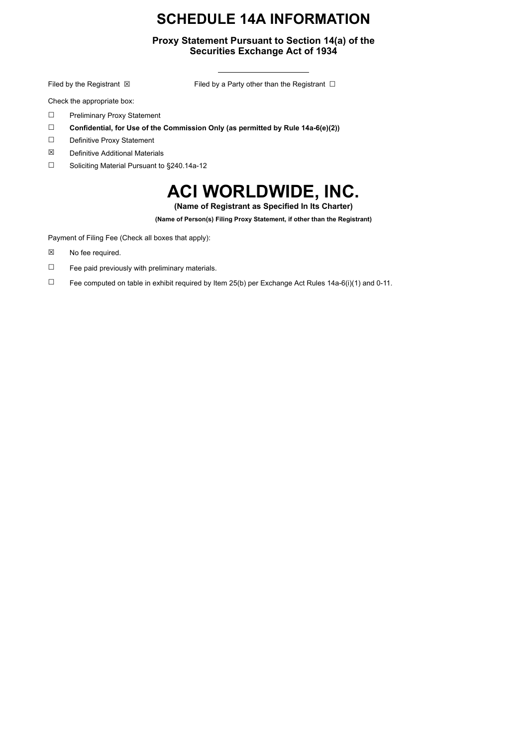# SCHEDULE 14A INFORMATION

**Proxy Statement Pursuant to Section 14(a) of the Securities Exchange Act of 1934**

---

Filed by the Registrant ☒ Filed by a Party other than the Registrant ☐

Check the appropriate box:

☐ Preliminary Proxy Statement

☐ **Confidential, for Use of the Commission Only (as permitted by Rule 14a-6(e)(2))**

☐ Definitive Proxy Statement

☒ Definitive Additional Materials

☐ Soliciting Material Pursuant to §240.14a-12

# ACI WORLDWIDE, INC.

**(Name of Registrant as Specified In Its Charter)**

**(Name of Person(s) Filing Proxy Statement, if other than the Registrant)**

Payment of Filing Fee (Check all boxes that apply):

☒ No fee required.

☐ Fee paid previously with preliminary materials.

☐ Fee computed on table in exhibit required by Item 25(b) per Exchange Act Rules 14a-6(i)(1) and 0-11.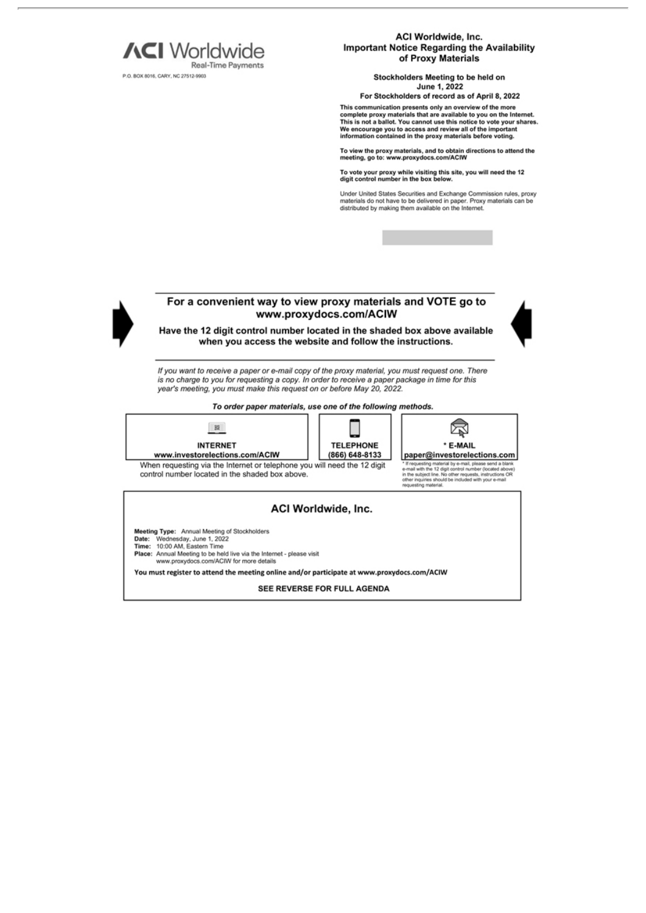**ACI Worldwide**
Real-Time Payments

P.O. BOX 8016, CARY, NC 27512-9903

## ACI Worldwide, Inc.
## Important Notice Regarding the Availability of Proxy Materials

**Stockholders Meeting to be held on June 1, 2022**

**For Stockholders of record as of April 8, 2022**

**This communication presents only an overview of the more complete proxy materials that are available to you on the Internet. This is not a ballot. You cannot use this notice to vote your shares. We encourage you to access and review all of the important information contained in the proxy materials before voting.**

**To view the proxy materials, and to obtain directions to attend the meeting, go to: www.proxydocs.com/ACIW**

**To vote your proxy while visiting this site, you will need the 12 digit control number in the box below.**

Under United States Securities and Exchange Commission rules, proxy materials do not have to be delivered in paper. Proxy materials can be distributed by making them available on the Internet.

---

### For a convenient way to view proxy materials and VOTE go to www.proxydocs.com/ACIW

**Have the 12 digit control number located in the shaded box above available when you access the website and follow the instructions.**

---

*If you want to receive a paper or e-mail copy of the proxy material, you must request one. There is no charge to you for requesting a copy. In order to receive a paper package in time for this year's meeting, you must make this request on or before May 20, 2022.*

***To order paper materials, use one of the following methods.***

| INTERNET | TELEPHONE | * E-MAIL |
|---|---|---|
| www.investorelections.com/ACIW | (866) 648-8133 | paper@investorelections.com |

When requesting via the Internet or telephone you will need the 12 digit control number located in the shaded box above.

\* If requesting material by e-mail, please send a blank e-mail with the 12 digit control number (located above) in the subject line. No other requests, instructions OR other inquiries should be included with your e-mail requesting material.

---

### ACI Worldwide, Inc.

**Meeting Type:** Annual Meeting of Stockholders
**Date:** Wednesday, June 1, 2022
**Time:** 10:00 AM, Eastern Time
**Place:** Annual Meeting to be held live via the Internet - please visit www.proxydocs.com/ACIW for more details

**You must register to attend the meeting online and/or participate at www.proxydocs.com/ACIW**

**SEE REVERSE FOR FULL AGENDA**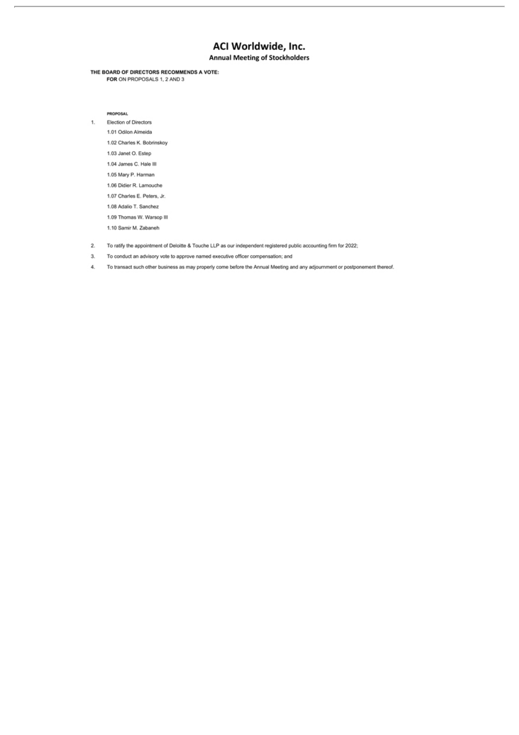# ACI Worldwide, Inc.

## Annual Meeting of Stockholders

**THE BOARD OF DIRECTORS RECOMMENDS A VOTE:**
**FOR** ON PROPOSALS 1, 2 AND 3

PROPOSAL

1. Election of Directors
   - 1.01 Odilon Almeida
   - 1.02 Charles K. Bobrinskoy
   - 1.03 Janet O. Estep
   - 1.04 James C. Hale III
   - 1.05 Mary P. Harman
   - 1.06 Didier R. Lamouche
   - 1.07 Charles E. Peters, Jr.
   - 1.08 Adalio T. Sanchez
   - 1.09 Thomas W. Warsop III
   - 1.10 Samir M. Zabaneh
2. To ratify the appointment of Deloitte & Touche LLP as our independent registered public accounting firm for 2022;
3. To conduct an advisory vote to approve named executive officer compensation; and
4. To transact such other business as may properly come before the Annual Meeting and any adjournment or postponement thereof.